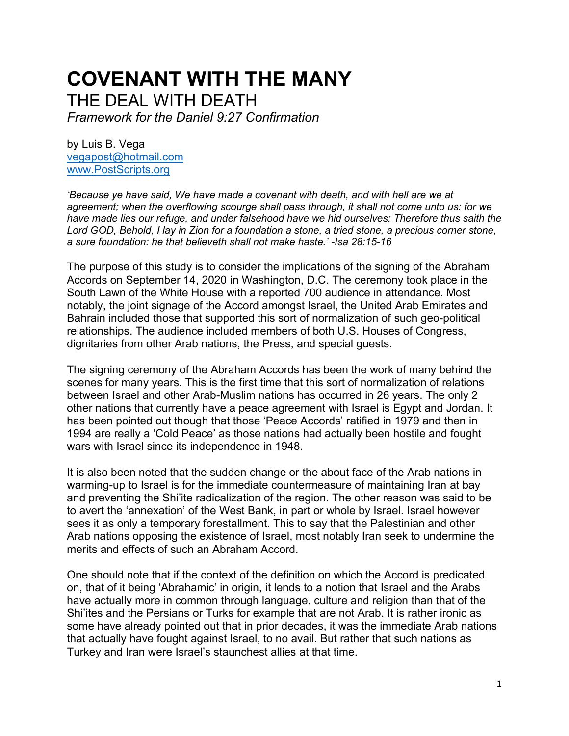# COVENANT WITH THE MANY

## THE DEAL WITH DEATH

*Framework for the Daniel 9:27 Confirmation*

by Luis B. Vega
vegapost@hotmail.com
www.PostScripts.org

*'Because ye have said, We have made a covenant with death, and with hell are we at agreement; when the overflowing scourge shall pass through, it shall not come unto us: for we have made lies our refuge, and under falsehood have we hid ourselves: Therefore thus saith the Lord GOD, Behold, I lay in Zion for a foundation a stone, a tried stone, a precious corner stone, a sure foundation: he that believeth shall not make haste.' -Isa 28:15-16*

The purpose of this study is to consider the implications of the signing of the Abraham Accords on September 14, 2020 in Washington, D.C. The ceremony took place in the South Lawn of the White House with a reported 700 audience in attendance. Most notably, the joint signage of the Accord amongst Israel, the United Arab Emirates and Bahrain included those that supported this sort of normalization of such geo-political relationships. The audience included members of both U.S. Houses of Congress, dignitaries from other Arab nations, the Press, and special guests.

The signing ceremony of the Abraham Accords has been the work of many behind the scenes for many years. This is the first time that this sort of normalization of relations between Israel and other Arab-Muslim nations has occurred in 26 years. The only 2 other nations that currently have a peace agreement with Israel is Egypt and Jordan. It has been pointed out though that those 'Peace Accords' ratified in 1979 and then in 1994 are really a 'Cold Peace' as those nations had actually been hostile and fought wars with Israel since its independence in 1948.

It is also been noted that the sudden change or the about face of the Arab nations in warming-up to Israel is for the immediate countermeasure of maintaining Iran at bay and preventing the Shi'ite radicalization of the region. The other reason was said to be to avert the 'annexation' of the West Bank, in part or whole by Israel. Israel however sees it as only a temporary forestallment. This to say that the Palestinian and other Arab nations opposing the existence of Israel, most notably Iran seek to undermine the merits and effects of such an Abraham Accord.

One should note that if the context of the definition on which the Accord is predicated on, that of it being 'Abrahamic' in origin, it lends to a notion that Israel and the Arabs have actually more in common through language, culture and religion than that of the Shi'ites and the Persians or Turks for example that are not Arab. It is rather ironic as some have already pointed out that in prior decades, it was the immediate Arab nations that actually have fought against Israel, to no avail. But rather that such nations as Turkey and Iran were Israel's staunchest allies at that time.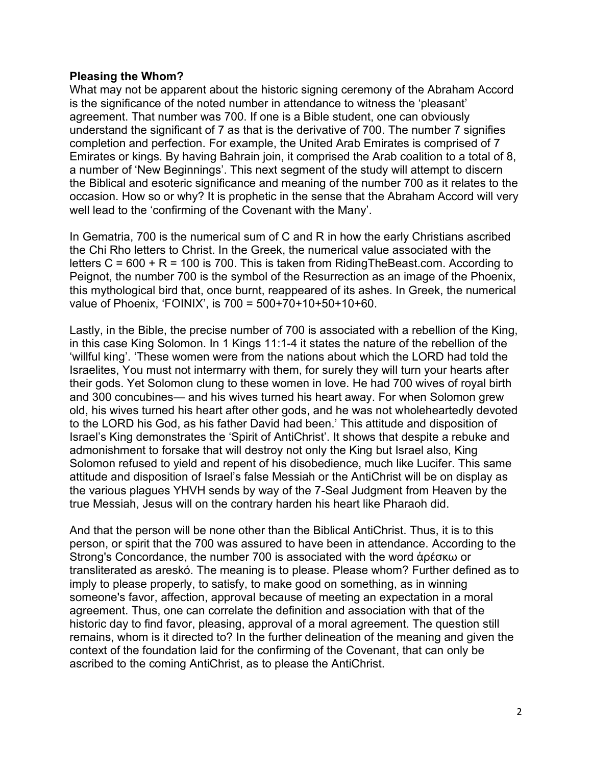**Pleasing the Whom?**
What may not be apparent about the historic signing ceremony of the Abraham Accord is the significance of the noted number in attendance to witness the 'pleasant' agreement. That number was 700. If one is a Bible student, one can obviously understand the significant of 7 as that is the derivative of 700. The number 7 signifies completion and perfection. For example, the United Arab Emirates is comprised of 7 Emirates or kings. By having Bahrain join, it comprised the Arab coalition to a total of 8, a number of 'New Beginnings'. This next segment of the study will attempt to discern the Biblical and esoteric significance and meaning of the number 700 as it relates to the occasion. How so or why? It is prophetic in the sense that the Abraham Accord will very well lead to the 'confirming of the Covenant with the Many'.

In Gematria, 700 is the numerical sum of C and R in how the early Christians ascribed the Chi Rho letters to Christ. In the Greek, the numerical value associated with the letters C = 600 + R = 100 is 700. This is taken from RidingTheBeast.com. According to Peignot, the number 700 is the symbol of the Resurrection as an image of the Phoenix, this mythological bird that, once burnt, reappeared of its ashes. In Greek, the numerical value of Phoenix, 'FOINIX', is 700 = 500+70+10+50+10+60.

Lastly, in the Bible, the precise number of 700 is associated with a rebellion of the King, in this case King Solomon. In 1 Kings 11:1-4 it states the nature of the rebellion of the 'willful king'. 'These women were from the nations about which the LORD had told the Israelites, You must not intermarry with them, for surely they will turn your hearts after their gods. Yet Solomon clung to these women in love. He had 700 wives of royal birth and 300 concubines— and his wives turned his heart away. For when Solomon grew old, his wives turned his heart after other gods, and he was not wholeheartedly devoted to the LORD his God, as his father David had been.' This attitude and disposition of Israel's King demonstrates the 'Spirit of AntiChrist'. It shows that despite a rebuke and admonishment to forsake that will destroy not only the King but Israel also, King Solomon refused to yield and repent of his disobedience, much like Lucifer. This same attitude and disposition of Israel's false Messiah or the AntiChrist will be on display as the various plagues YHVH sends by way of the 7-Seal Judgment from Heaven by the true Messiah, Jesus will on the contrary harden his heart like Pharaoh did.

And that the person will be none other than the Biblical AntiChrist. Thus, it is to this person, or spirit that the 700 was assured to have been in attendance. According to the Strong's Concordance, the number 700 is associated with the word ἀρέσκω or transliterated as areskó. The meaning is to please. Please whom? Further defined as to imply to please properly, to satisfy, to make good on something, as in winning someone's favor, affection, approval because of meeting an expectation in a moral agreement. Thus, one can correlate the definition and association with that of the historic day to find favor, pleasing, approval of a moral agreement. The question still remains, whom is it directed to? In the further delineation of the meaning and given the context of the foundation laid for the confirming of the Covenant, that can only be ascribed to the coming AntiChrist, as to please the AntiChrist.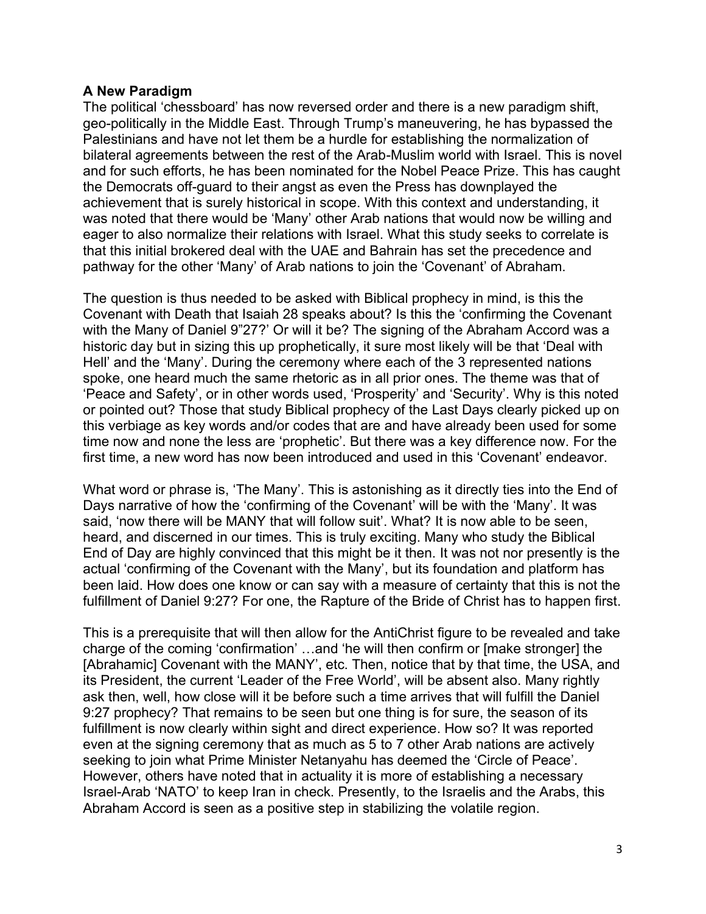**A New Paradigm**

The political 'chessboard' has now reversed order and there is a new paradigm shift, geo-politically in the Middle East. Through Trump's maneuvering, he has bypassed the Palestinians and have not let them be a hurdle for establishing the normalization of bilateral agreements between the rest of the Arab-Muslim world with Israel. This is novel and for such efforts, he has been nominated for the Nobel Peace Prize. This has caught the Democrats off-guard to their angst as even the Press has downplayed the achievement that is surely historical in scope. With this context and understanding, it was noted that there would be 'Many' other Arab nations that would now be willing and eager to also normalize their relations with Israel. What this study seeks to correlate is that this initial brokered deal with the UAE and Bahrain has set the precedence and pathway for the other 'Many' of Arab nations to join the 'Covenant' of Abraham.

The question is thus needed to be asked with Biblical prophecy in mind, is this the Covenant with Death that Isaiah 28 speaks about? Is this the 'confirming the Covenant with the Many of Daniel 9"27?' Or will it be? The signing of the Abraham Accord was a historic day but in sizing this up prophetically, it sure most likely will be that 'Deal with Hell' and the 'Many'. During the ceremony where each of the 3 represented nations spoke, one heard much the same rhetoric as in all prior ones. The theme was that of 'Peace and Safety', or in other words used, 'Prosperity' and 'Security'. Why is this noted or pointed out? Those that study Biblical prophecy of the Last Days clearly picked up on this verbiage as key words and/or codes that are and have already been used for some time now and none the less are 'prophetic'. But there was a key difference now. For the first time, a new word has now been introduced and used in this 'Covenant' endeavor.

What word or phrase is, 'The Many'. This is astonishing as it directly ties into the End of Days narrative of how the 'confirming of the Covenant' will be with the 'Many'. It was said, 'now there will be MANY that will follow suit'. What? It is now able to be seen, heard, and discerned in our times. This is truly exciting. Many who study the Biblical End of Day are highly convinced that this might be it then. It was not nor presently is the actual 'confirming of the Covenant with the Many', but its foundation and platform has been laid. How does one know or can say with a measure of certainty that this is not the fulfillment of Daniel 9:27? For one, the Rapture of the Bride of Christ has to happen first.

This is a prerequisite that will then allow for the AntiChrist figure to be revealed and take charge of the coming 'confirmation' …and 'he will then confirm or [make stronger] the [Abrahamic] Covenant with the MANY', etc. Then, notice that by that time, the USA, and its President, the current 'Leader of the Free World', will be absent also. Many rightly ask then, well, how close will it be before such a time arrives that will fulfill the Daniel 9:27 prophecy? That remains to be seen but one thing is for sure, the season of its fulfillment is now clearly within sight and direct experience. How so? It was reported even at the signing ceremony that as much as 5 to 7 other Arab nations are actively seeking to join what Prime Minister Netanyahu has deemed the 'Circle of Peace'. However, others have noted that in actuality it is more of establishing a necessary Israel-Arab 'NATO' to keep Iran in check. Presently, to the Israelis and the Arabs, this Abraham Accord is seen as a positive step in stabilizing the volatile region.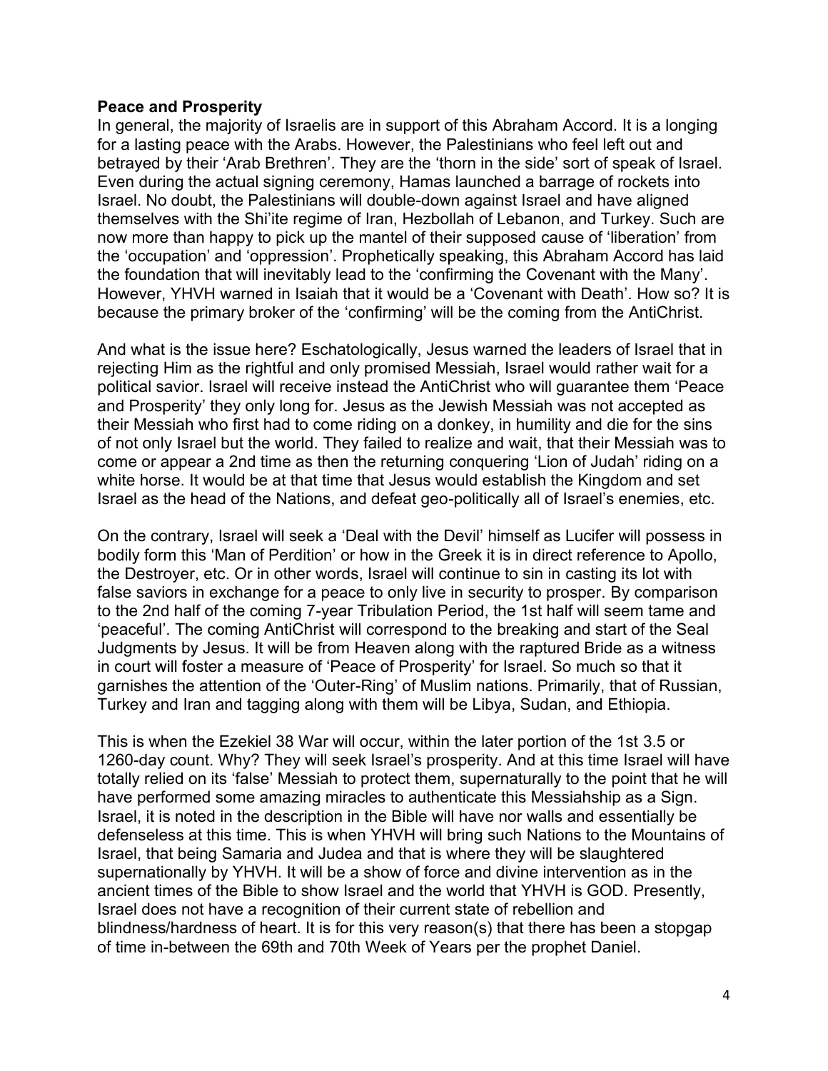**Peace and Prosperity**

In general, the majority of Israelis are in support of this Abraham Accord. It is a longing for a lasting peace with the Arabs. However, the Palestinians who feel left out and betrayed by their 'Arab Brethren'. They are the 'thorn in the side' sort of speak of Israel. Even during the actual signing ceremony, Hamas launched a barrage of rockets into Israel. No doubt, the Palestinians will double-down against Israel and have aligned themselves with the Shi'ite regime of Iran, Hezbollah of Lebanon, and Turkey. Such are now more than happy to pick up the mantel of their supposed cause of 'liberation' from the 'occupation' and 'oppression'. Prophetically speaking, this Abraham Accord has laid the foundation that will inevitably lead to the 'confirming the Covenant with the Many'. However, YHVH warned in Isaiah that it would be a 'Covenant with Death'. How so? It is because the primary broker of the 'confirming' will be the coming from the AntiChrist.

And what is the issue here? Eschatologically, Jesus warned the leaders of Israel that in rejecting Him as the rightful and only promised Messiah, Israel would rather wait for a political savior. Israel will receive instead the AntiChrist who will guarantee them 'Peace and Prosperity' they only long for. Jesus as the Jewish Messiah was not accepted as their Messiah who first had to come riding on a donkey, in humility and die for the sins of not only Israel but the world. They failed to realize and wait, that their Messiah was to come or appear a 2nd time as then the returning conquering 'Lion of Judah' riding on a white horse. It would be at that time that Jesus would establish the Kingdom and set Israel as the head of the Nations, and defeat geo-politically all of Israel's enemies, etc.

On the contrary, Israel will seek a 'Deal with the Devil' himself as Lucifer will possess in bodily form this 'Man of Perdition' or how in the Greek it is in direct reference to Apollo, the Destroyer, etc. Or in other words, Israel will continue to sin in casting its lot with false saviors in exchange for a peace to only live in security to prosper. By comparison to the 2nd half of the coming 7-year Tribulation Period, the 1st half will seem tame and 'peaceful'. The coming AntiChrist will correspond to the breaking and start of the Seal Judgments by Jesus. It will be from Heaven along with the raptured Bride as a witness in court will foster a measure of 'Peace of Prosperity' for Israel. So much so that it garnishes the attention of the 'Outer-Ring' of Muslim nations. Primarily, that of Russian, Turkey and Iran and tagging along with them will be Libya, Sudan, and Ethiopia.

This is when the Ezekiel 38 War will occur, within the later portion of the 1st 3.5 or 1260-day count. Why? They will seek Israel's prosperity. And at this time Israel will have totally relied on its 'false' Messiah to protect them, supernaturally to the point that he will have performed some amazing miracles to authenticate this Messiahship as a Sign. Israel, it is noted in the description in the Bible will have nor walls and essentially be defenseless at this time. This is when YHVH will bring such Nations to the Mountains of Israel, that being Samaria and Judea and that is where they will be slaughtered supernationally by YHVH. It will be a show of force and divine intervention as in the ancient times of the Bible to show Israel and the world that YHVH is GOD. Presently, Israel does not have a recognition of their current state of rebellion and blindness/hardness of heart. It is for this very reason(s) that there has been a stopgap of time in-between the 69th and 70th Week of Years per the prophet Daniel.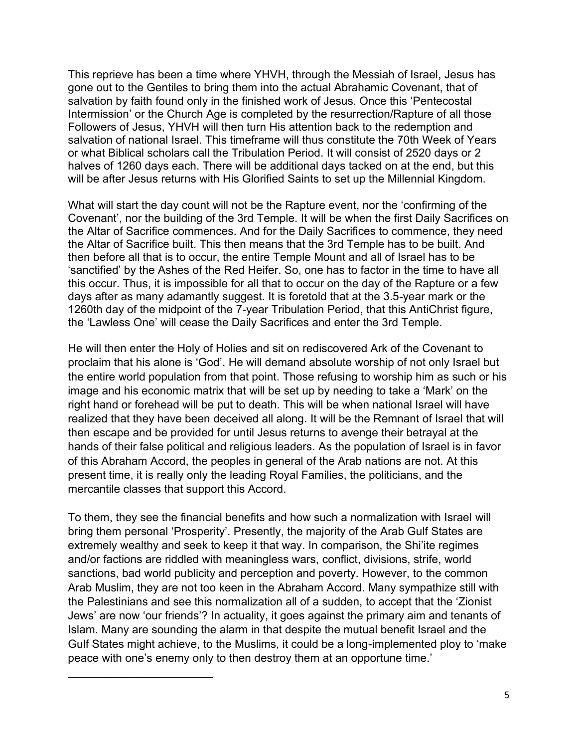This reprieve has been a time where YHVH, through the Messiah of Israel, Jesus has gone out to the Gentiles to bring them into the actual Abrahamic Covenant, that of salvation by faith found only in the finished work of Jesus. Once this 'Pentecostal Intermission' or the Church Age is completed by the resurrection/Rapture of all those Followers of Jesus, YHVH will then turn His attention back to the redemption and salvation of national Israel. This timeframe will thus constitute the 70th Week of Years or what Biblical scholars call the Tribulation Period. It will consist of 2520 days or 2 halves of 1260 days each. There will be additional days tacked on at the end, but this will be after Jesus returns with His Glorified Saints to set up the Millennial Kingdom.

What will start the day count will not be the Rapture event, nor the 'confirming of the Covenant', nor the building of the 3rd Temple. It will be when the first Daily Sacrifices on the Altar of Sacrifice commences. And for the Daily Sacrifices to commence, they need the Altar of Sacrifice built. This then means that the 3rd Temple has to be built. And then before all that is to occur, the entire Temple Mount and all of Israel has to be 'sanctified' by the Ashes of the Red Heifer. So, one has to factor in the time to have all this occur. Thus, it is impossible for all that to occur on the day of the Rapture or a few days after as many adamantly suggest. It is foretold that at the 3.5-year mark or the 1260th day of the midpoint of the 7-year Tribulation Period, that this AntiChrist figure, the 'Lawless One' will cease the Daily Sacrifices and enter the 3rd Temple.

He will then enter the Holy of Holies and sit on rediscovered Ark of the Covenant to proclaim that his alone is 'God'. He will demand absolute worship of not only Israel but the entire world population from that point. Those refusing to worship him as such or his image and his economic matrix that will be set up by needing to take a 'Mark' on the right hand or forehead will be put to death. This will be when national Israel will have realized that they have been deceived all along. It will be the Remnant of Israel that will then escape and be provided for until Jesus returns to avenge their betrayal at the hands of their false political and religious leaders. As the population of Israel is in favor of this Abraham Accord, the peoples in general of the Arab nations are not. At this present time, it is really only the leading Royal Families, the politicians, and the mercantile classes that support this Accord.

To them, they see the financial benefits and how such a normalization with Israel will bring them personal 'Prosperity'. Presently, the majority of the Arab Gulf States are extremely wealthy and seek to keep it that way. In comparison, the Shi'ite regimes and/or factions are riddled with meaningless wars, conflict, divisions, strife, world sanctions, bad world publicity and perception and poverty. However, to the common Arab Muslim, they are not too keen in the Abraham Accord. Many sympathize still with the Palestinians and see this normalization all of a sudden, to accept that the 'Zionist Jews' are now 'our friends'? In actuality, it goes against the primary aim and tenants of Islam. Many are sounding the alarm in that despite the mutual benefit Israel and the Gulf States might achieve, to the Muslims, it could be a long-implemented ploy to 'make peace with one's enemy only to then destroy them at an opportune time.'

________________________